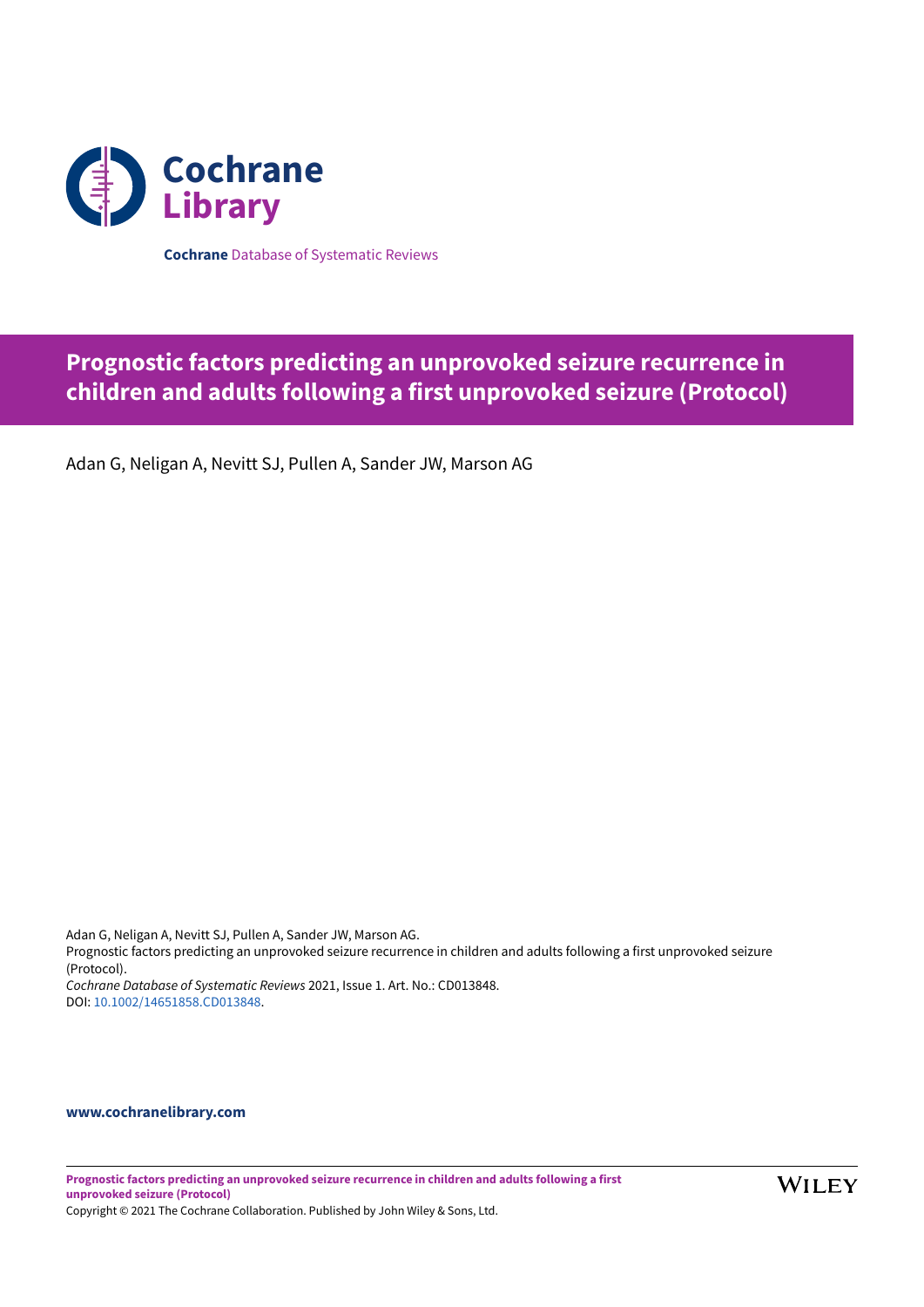Cochrane Library

**Cochrane** Database of Systematic Reviews

# Prognostic factors predicting an unprovoked seizure recurrence in children and adults following a first unprovoked seizure (Protocol)

Adan G, Neligan A, Nevitt SJ, Pullen A, Sander JW, Marson AG

Adan G, Neligan A, Nevitt SJ, Pullen A, Sander JW, Marson AG.
Prognostic factors predicting an unprovoked seizure recurrence in children and adults following a first unprovoked seizure (Protocol).
*Cochrane Database of Systematic Reviews* 2021, Issue 1. Art. No.: CD013848.
DOI: 10.1002/14651858.CD013848.

**www.cochranelibrary.com**

Copyright © 2021 The Cochrane Collaboration. Published by John Wiley & Sons, Ltd.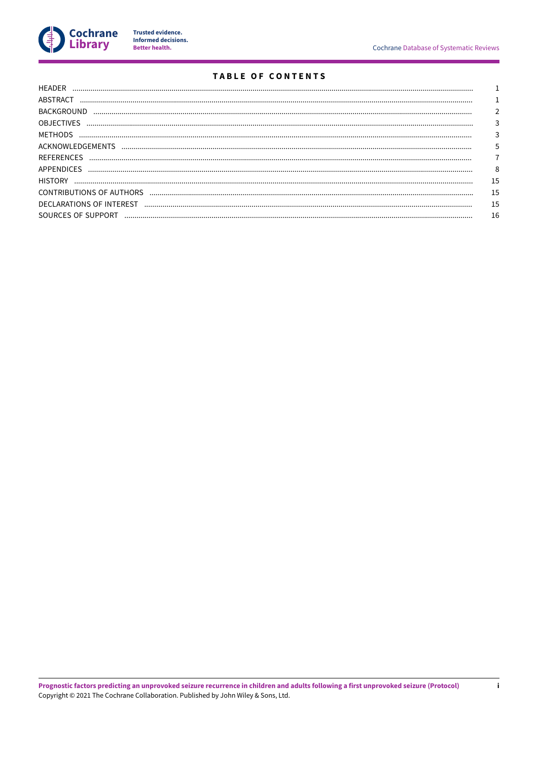# TABLE OF CONTENTS

| | |
|---|---|
| HEADER | 1 |
| ABSTRACT | 1 |
| BACKGROUND | 2 |
| OBJECTIVES | 3 |
| METHODS | 3 |
| ACKNOWLEDGEMENTS | 5 |
| REFERENCES | 7 |
| APPENDICES | 8 |
| HISTORY | 15 |
| CONTRIBUTIONS OF AUTHORS | 15 |
| DECLARATIONS OF INTEREST | 15 |
| SOURCES OF SUPPORT | 16 |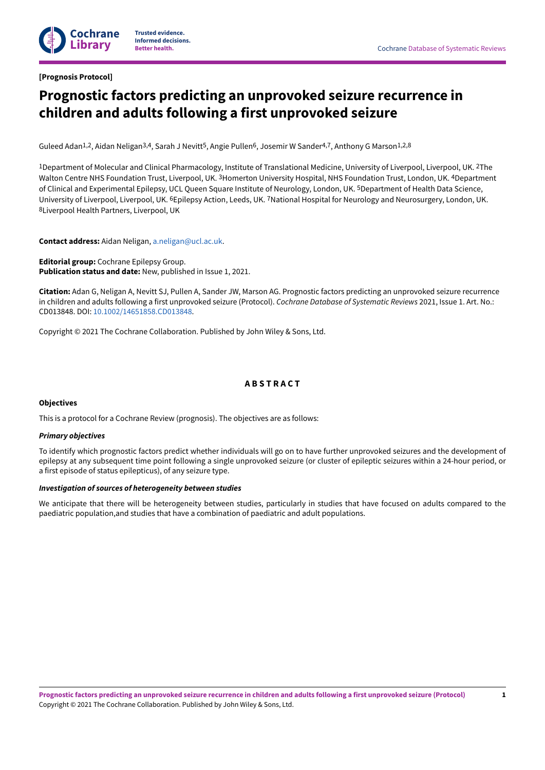[Prognosis Protocol]

# Prognostic factors predicting an unprovoked seizure recurrence in children and adults following a first unprovoked seizure

Guleed Adan[1,2], Aidan Neligan[3,4], Sarah J Nevitt[5], Angie Pullen[6], Josemir W Sander[4,7], Anthony G Marson[1,2,8]

[1]Department of Molecular and Clinical Pharmacology, Institute of Translational Medicine, University of Liverpool, Liverpool, UK. [2]The Walton Centre NHS Foundation Trust, Liverpool, UK. [3]Homerton University Hospital, NHS Foundation Trust, London, UK. [4]Department of Clinical and Experimental Epilepsy, UCL Queen Square Institute of Neurology, London, UK. [5]Department of Health Data Science, University of Liverpool, Liverpool, UK. [6]Epilepsy Action, Leeds, UK. [7]National Hospital for Neurology and Neurosurgery, London, UK. [8]Liverpool Health Partners, Liverpool, UK

**Contact address:** Aidan Neligan, a.neligan@ucl.ac.uk.

**Editorial group:** Cochrane Epilepsy Group.
**Publication status and date:** New, published in Issue 1, 2021.

**Citation:** Adan G, Neligan A, Nevitt SJ, Pullen A, Sander JW, Marson AG. Prognostic factors predicting an unprovoked seizure recurrence in children and adults following a first unprovoked seizure (Protocol). *Cochrane Database of Systematic Reviews* 2021, Issue 1. Art. No.: CD013848. DOI: 10.1002/14651858.CD013848.

Copyright © 2021 The Cochrane Collaboration. Published by John Wiley & Sons, Ltd.

## ABSTRACT

### Objectives

This is a protocol for a Cochrane Review (prognosis). The objectives are as follows:

#### *Primary objectives*

To identify which prognostic factors predict whether individuals will go on to have further unprovoked seizures and the development of epilepsy at any subsequent time point following a single unprovoked seizure (or cluster of epileptic seizures within a 24-hour period, or a first episode of status epilepticus), of any seizure type.

#### *Investigation of sources of heterogeneity between studies*

We anticipate that there will be heterogeneity between studies, particularly in studies that have focused on adults compared to the paediatric population,and studies that have a combination of paediatric and adult populations.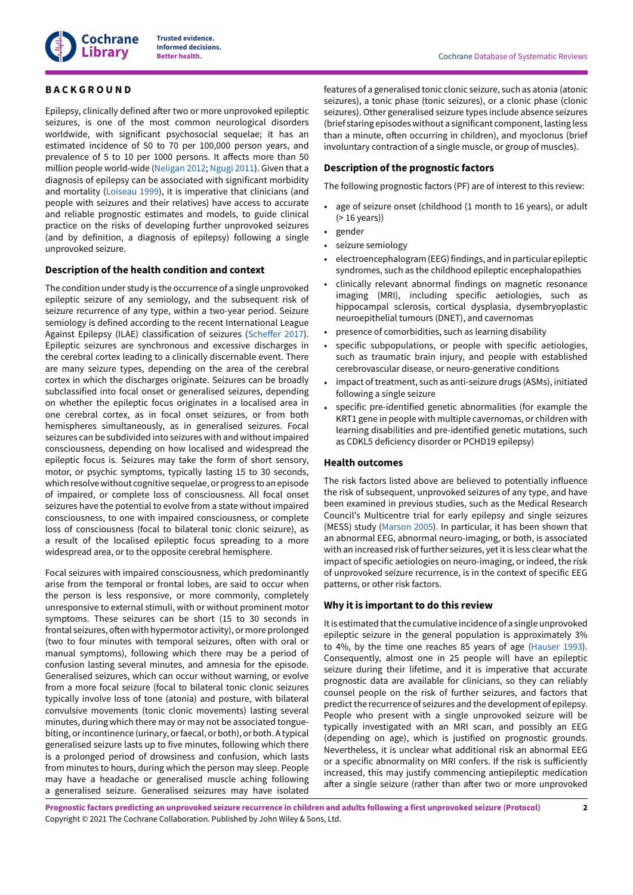## BACKGROUND

Epilepsy, clinically defined after two or more unprovoked epileptic seizures, is one of the most common neurological disorders worldwide, with significant psychosocial sequelae; it has an estimated incidence of 50 to 70 per 100,000 person years, and prevalence of 5 to 10 per 1000 persons. It affects more than 50 million people world-wide (Neligan 2012; Ngugi 2011). Given that a diagnosis of epilepsy can be associated with significant morbidity and mortality (Loiseau 1999), it is imperative that clinicians (and people with seizures and their relatives) have access to accurate and reliable prognostic estimates and models, to guide clinical practice on the risks of developing further unprovoked seizures (and by definition, a diagnosis of epilepsy) following a single unprovoked seizure.

### Description of the health condition and context

The condition under study is the occurrence of a single unprovoked epileptic seizure of any semiology, and the subsequent risk of seizure recurrence of any type, within a two-year period. Seizure semiology is defined according to the recent International League Against Epilepsy (ILAE) classification of seizures (Scheffer 2017). Epileptic seizures are synchronous and excessive discharges in the cerebral cortex leading to a clinically discernable event. There are many seizure types, depending on the area of the cerebral cortex in which the discharges originate. Seizures can be broadly subclassified into focal onset or generalised seizures, depending on whether the epileptic focus originates in a localised area in one cerebral cortex, as in focal onset seizures, or from both hemispheres simultaneously, as in generalised seizures. Focal seizures can be subdivided into seizures with and without impaired consciousness, depending on how localised and widespread the epileptic focus is. Seizures may take the form of short sensory, motor, or psychic symptoms, typically lasting 15 to 30 seconds, which resolve without cognitive sequelae, or progress to an episode of impaired, or complete loss of consciousness. All focal onset seizures have the potential to evolve from a state without impaired consciousness, to one with impaired consciousness, or complete loss of consciousness (focal to bilateral tonic clonic seizure), as a result of the localised epileptic focus spreading to a more widespread area, or to the opposite cerebral hemisphere.

Focal seizures with impaired consciousness, which predominantly arise from the temporal or frontal lobes, are said to occur when the person is less responsive, or more commonly, completely unresponsive to external stimuli, with or without prominent motor symptoms. These seizures can be short (15 to 30 seconds in frontal seizures, often with hypermotor activity), or more prolonged (two to four minutes with temporal seizures, often with oral or manual symptoms), following which there may be a period of confusion lasting several minutes, and amnesia for the episode. Generalised seizures, which can occur without warning, or evolve from a more focal seizure (focal to bilateral tonic clonic seizures typically involve loss of tone (atonia) and posture, with bilateral convulsive movements (tonic clonic movements) lasting several minutes, during which there may or may not be associated tongue-biting, or incontinence (urinary, or faecal, or both), or both. A typical generalised seizure lasts up to five minutes, following which there is a prolonged period of drowsiness and confusion, which lasts from minutes to hours, during which the person may sleep. People may have a headache or generalised muscle aching following a generalised seizure. Generalised seizures may have isolated features of a generalised tonic clonic seizure, such as atonia (atonic seizures), a tonic phase (tonic seizures), or a clonic phase (clonic seizures). Other generalised seizure types include absence seizures (brief staring episodes without a significant component, lasting less than a minute, often occurring in children), and myoclonus (brief involuntary contraction of a single muscle, or group of muscles).

### Description of the prognostic factors

The following prognostic factors (PF) are of interest to this review:

- age of seizure onset (childhood (1 month to 16 years), or adult (> 16 years))
- gender
- seizure semiology
- electroencephalogram (EEG) findings, and in particular epileptic syndromes, such as the childhood epileptic encephalopathies
- clinically relevant abnormal findings on magnetic resonance imaging (MRI), including specific aetiologies, such as hippocampal sclerosis, cortical dysplasia, dysembryoplastic neuroepithelial tumours (DNET), and cavernomas
- presence of comorbidities, such as learning disability
- specific subpopulations, or people with specific aetiologies, such as traumatic brain injury, and people with established cerebrovascular disease, or neuro-generative conditions
- impact of treatment, such as anti-seizure drugs (ASMs), initiated following a single seizure
- specific pre-identified genetic abnormalities (for example the KRT1 gene in people with multiple cavernomas, or children with learning disabilities and pre-identified genetic mutations, such as CDKL5 deficiency disorder or PCHD19 epilepsy)

### Health outcomes

The risk factors listed above are believed to potentially influence the risk of subsequent, unprovoked seizures of any type, and have been examined in previous studies, such as the Medical Research Council's Multicentre trial for early epilepsy and single seizures (MESS) study (Marson 2005). In particular, it has been shown that an abnormal EEG, abnormal neuro-imaging, or both, is associated with an increased risk of further seizures, yet it is less clear what the impact of specific aetiologies on neuro-imaging, or indeed, the risk of unprovoked seizure recurrence, is in the context of specific EEG patterns, or other risk factors.

### Why it is important to do this review

It is estimated that the cumulative incidence of a single unprovoked epileptic seizure in the general population is approximately 3% to 4%, by the time one reaches 85 years of age (Hauser 1993). Consequently, almost one in 25 people will have an epileptic seizure during their lifetime, and it is imperative that accurate prognostic data are available for clinicians, so they can reliably counsel people on the risk of further seizures, and factors that predict the recurrence of seizures and the development of epilepsy. People who present with a single unprovoked seizure will be typically investigated with an MRI scan, and possibly an EEG (depending on age), which is justified on prognostic grounds. Nevertheless, it is unclear what additional risk an abnormal EEG or a specific abnormality on MRI confers. If the risk is sufficiently increased, this may justify commencing antiepileptic medication after a single seizure (rather than after two or more unprovoked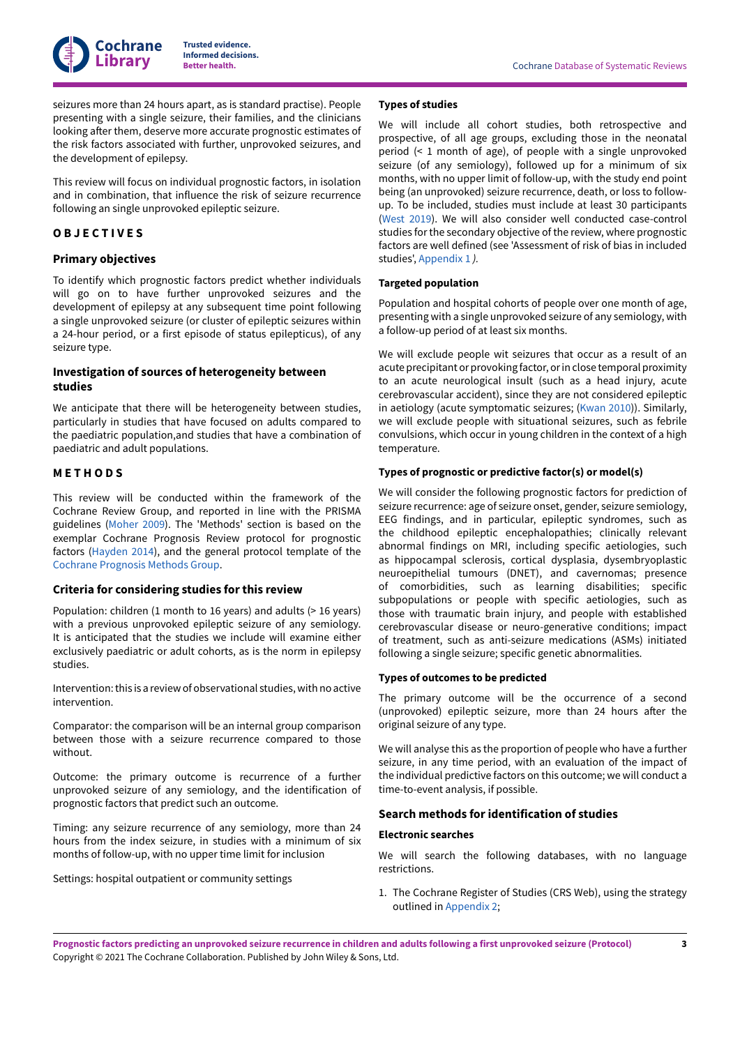seizures more than 24 hours apart, as is standard practise). People presenting with a single seizure, their families, and the clinicians looking after them, deserve more accurate prognostic estimates of the risk factors associated with further, unprovoked seizures, and the development of epilepsy.

This review will focus on individual prognostic factors, in isolation and in combination, that influence the risk of seizure recurrence following an single unprovoked epileptic seizure.

# OBJECTIVES

## Primary objectives

To identify which prognostic factors predict whether individuals will go on to have further unprovoked seizures and the development of epilepsy at any subsequent time point following a single unprovoked seizure (or cluster of epileptic seizures within a 24-hour period, or a first episode of status epilepticus), of any seizure type.

## Investigation of sources of heterogeneity between studies

We anticipate that there will be heterogeneity between studies, particularly in studies that have focused on adults compared to the paediatric population,and studies that have a combination of paediatric and adult populations.

# METHODS

This review will be conducted within the framework of the Cochrane Review Group, and reported in line with the PRISMA guidelines (Moher 2009). The 'Methods' section is based on the exemplar Cochrane Prognosis Review protocol for prognostic factors (Hayden 2014), and the general protocol template of the Cochrane Prognosis Methods Group.

## Criteria for considering studies for this review

Population: children (1 month to 16 years) and adults (> 16 years) with a previous unprovoked epileptic seizure of any semiology. It is anticipated that the studies we include will examine either exclusively paediatric or adult cohorts, as is the norm in epilepsy studies.

Intervention: this is a review of observational studies, with no active intervention.

Comparator: the comparison will be an internal group comparison between those with a seizure recurrence compared to those without.

Outcome: the primary outcome is recurrence of a further unprovoked seizure of any semiology, and the identification of prognostic factors that predict such an outcome.

Timing: any seizure recurrence of any semiology, more than 24 hours from the index seizure, in studies with a minimum of six months of follow-up, with no upper time limit for inclusion

Settings: hospital outpatient or community settings

### Types of studies

We will include all cohort studies, both retrospective and prospective, of all age groups, excluding those in the neonatal period (< 1 month of age), of people with a single unprovoked seizure (of any semiology), followed up for a minimum of six months, with no upper limit of follow-up, with the study end point being (an unprovoked) seizure recurrence, death, or loss to follow-up. To be included, studies must include at least 30 participants (West 2019). We will also consider well conducted case-control studies for the secondary objective of the review, where prognostic factors are well defined (see 'Assessment of risk of bias in included studies', Appendix 1 *).*

### Targeted population

Population and hospital cohorts of people over one month of age, presenting with a single unprovoked seizure of any semiology, with a follow-up period of at least six months.

We will exclude people wit seizures that occur as a result of an acute precipitant or provoking factor, or in close temporal proximity to an acute neurological insult (such as a head injury, acute cerebrovascular accident), since they are not considered epileptic in aetiology (acute symptomatic seizures; (Kwan 2010)). Similarly, we will exclude people with situational seizures, such as febrile convulsions, which occur in young children in the context of a high temperature.

### Types of prognostic or predictive factor(s) or model(s)

We will consider the following prognostic factors for prediction of seizure recurrence: age of seizure onset, gender, seizure semiology, EEG findings, and in particular, epileptic syndromes, such as the childhood epileptic encephalopathies; clinically relevant abnormal findings on MRI, including specific aetiologies, such as hippocampal sclerosis, cortical dysplasia, dysembryoplastic neuroepithelial tumours (DNET), and cavernomas; presence of comorbidities, such as learning disabilities; specific subpopulations or people with specific aetiologies, such as those with traumatic brain injury, and people with established cerebrovascular disease or neuro-generative conditions; impact of treatment, such as anti-seizure medications (ASMs) initiated following a single seizure; specific genetic abnormalities.

### Types of outcomes to be predicted

The primary outcome will be the occurrence of a second (unprovoked) epileptic seizure, more than 24 hours after the original seizure of any type.

We will analyse this as the proportion of people who have a further seizure, in any time period, with an evaluation of the impact of the individual predictive factors on this outcome; we will conduct a time-to-event analysis, if possible.

## Search methods for identification of studies

### Electronic searches

We will search the following databases, with no language restrictions.

1. The Cochrane Register of Studies (CRS Web), using the strategy outlined in Appendix 2;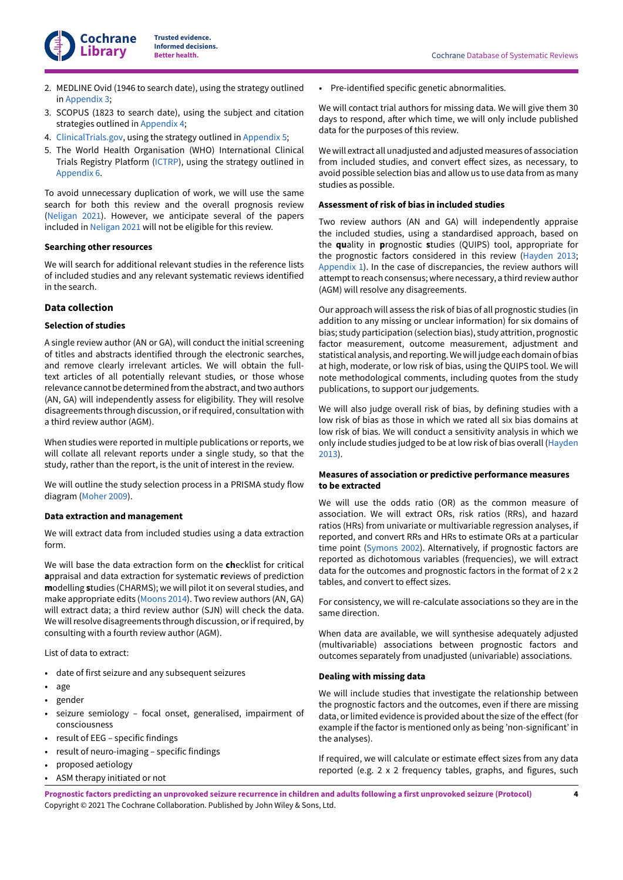2. MEDLINE Ovid (1946 to search date), using the strategy outlined in Appendix 3;
3. SCOPUS (1823 to search date), using the subject and citation strategies outlined in Appendix 4;
4. ClinicalTrials.gov, using the strategy outlined in Appendix 5;
5. The World Health Organisation (WHO) International Clinical Trials Registry Platform (ICTRP), using the strategy outlined in Appendix 6.

To avoid unnecessary duplication of work, we will use the same search for both this review and the overall prognosis review (Neligan 2021). However, we anticipate several of the papers included in Neligan 2021 will not be eligible for this review.

#### Searching other resources

We will search for additional relevant studies in the reference lists of included studies and any relevant systematic reviews identified in the search.

### Data collection

#### Selection of studies

A single review author (AN or GA), will conduct the initial screening of titles and abstracts identified through the electronic searches, and remove clearly irrelevant articles. We will obtain the full-text articles of all potentially relevant studies, or those whose relevance cannot be determined from the abstract, and two authors (AN, GA) will independently assess for eligibility. They will resolve disagreements through discussion, or if required, consultation with a third review author (AGM).

When studies were reported in multiple publications or reports, we will collate all relevant reports under a single study, so that the study, rather than the report, is the unit of interest in the review.

We will outline the study selection process in a PRISMA study flow diagram (Moher 2009).

#### Data extraction and management

We will extract data from included studies using a data extraction form.

We will base the data extraction form on the **ch**ecklist for critical **a**ppraisal and data extraction for systematic **r**eviews of prediction **m**odelling **s**tudies (CHARMS); we will pilot it on several studies, and make appropriate edits (Moons 2014). Two review authors (AN, GA) will extract data; a third review author (SJN) will check the data. We will resolve disagreements through discussion, or if required, by consulting with a fourth review author (AGM).

List of data to extract:

- date of first seizure and any subsequent seizures
- age
- gender
- seizure semiology – focal onset, generalised, impairment of consciousness
- result of EEG – specific findings
- result of neuro-imaging – specific findings
- proposed aetiology
- ASM therapy initiated or not
- Pre-identified specific genetic abnormalities.

We will contact trial authors for missing data. We will give them 30 days to respond, after which time, we will only include published data for the purposes of this review.

We will extract all unadjusted and adjusted measures of association from included studies, and convert effect sizes, as necessary, to avoid possible selection bias and allow us to use data from as many studies as possible.

#### Assessment of risk of bias in included studies

Two review authors (AN and GA) will independently appraise the included studies, using a standardised approach, based on the **qu**ality in **p**rognostic **s**tudies (QUIPS) tool, appropriate for the prognostic factors considered in this review (Hayden 2013; Appendix 1). In the case of discrepancies, the review authors will attempt to reach consensus; where necessary, a third review author (AGM) will resolve any disagreements.

Our approach will assess the risk of bias of all prognostic studies (in addition to any missing or unclear information) for six domains of bias; study participation (selection bias), study attrition, prognostic factor measurement, outcome measurement, adjustment and statistical analysis, and reporting. We will judge each domain of bias at high, moderate, or low risk of bias, using the QUIPS tool. We will note methodological comments, including quotes from the study publications, to support our judgements.

We will also judge overall risk of bias, by defining studies with a low risk of bias as those in which we rated all six bias domains at low risk of bias. We will conduct a sensitivity analysis in which we only include studies judged to be at low risk of bias overall (Hayden 2013).

#### Measures of association or predictive performance measures to be extracted

We will use the odds ratio (OR) as the common measure of association. We will extract ORs, risk ratios (RRs), and hazard ratios (HRs) from univariate or multivariable regression analyses, if reported, and convert RRs and HRs to estimate ORs at a particular time point (Symons 2002). Alternatively, if prognostic factors are reported as dichotomous variables (frequencies), we will extract data for the outcomes and prognostic factors in the format of 2 x 2 tables, and convert to effect sizes.

For consistency, we will re-calculate associations so they are in the same direction.

When data are available, we will synthesise adequately adjusted (multivariable) associations between prognostic factors and outcomes separately from unadjusted (univariable) associations.

#### Dealing with missing data

We will include studies that investigate the relationship between the prognostic factors and the outcomes, even if there are missing data, or limited evidence is provided about the size of the effect (for example if the factor is mentioned only as being 'non-significant' in the analyses).

If required, we will calculate or estimate effect sizes from any data reported (e.g. 2 x 2 frequency tables, graphs, and figures, such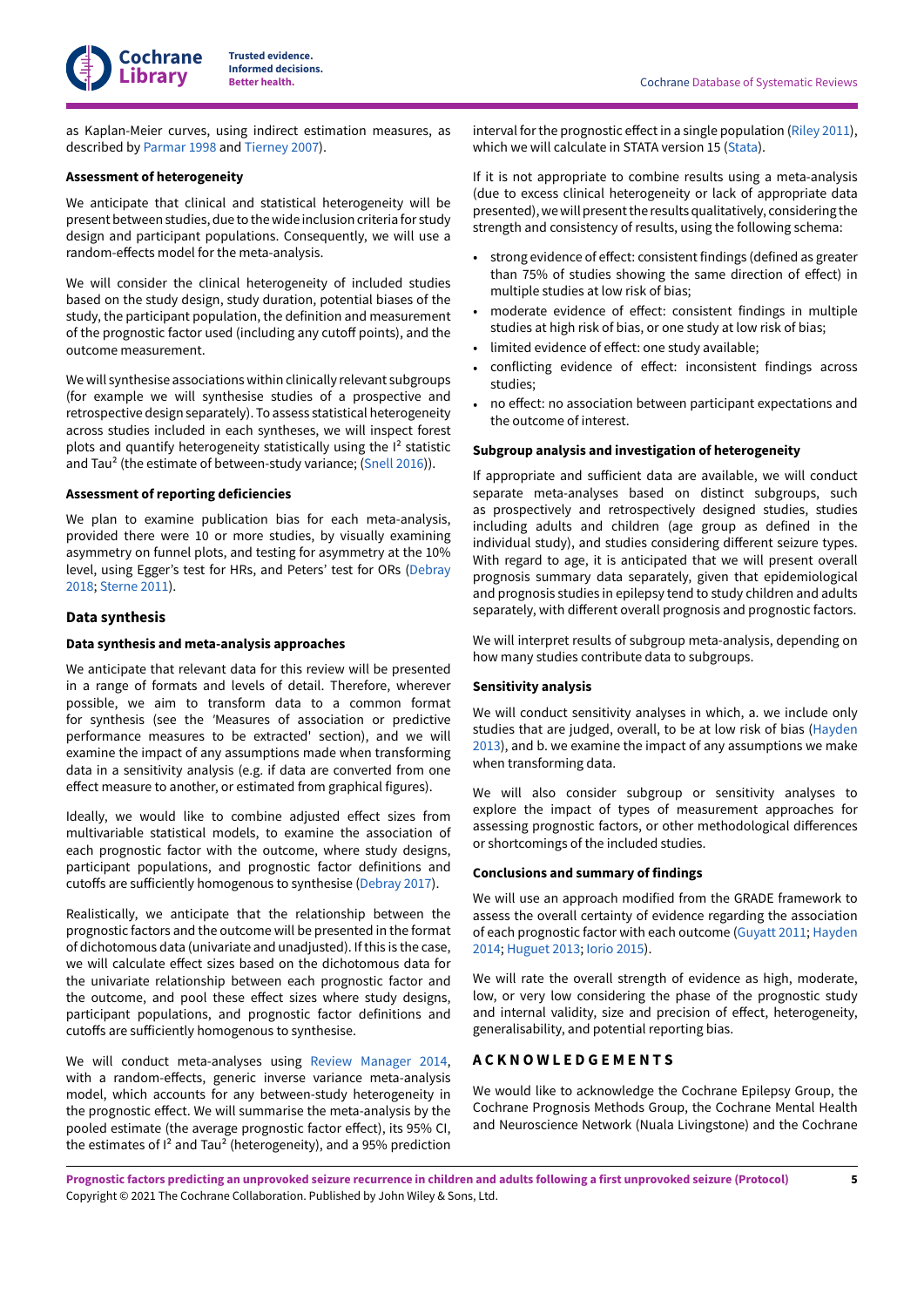as Kaplan-Meier curves, using indirect estimation measures, as described by Parmar 1998 and Tierney 2007).

**Assessment of heterogeneity**

We anticipate that clinical and statistical heterogeneity will be present between studies, due to the wide inclusion criteria for study design and participant populations. Consequently, we will use a random-effects model for the meta-analysis.

We will consider the clinical heterogeneity of included studies based on the study design, study duration, potential biases of the study, the participant population, the definition and measurement of the prognostic factor used (including any cutoff points), and the outcome measurement.

We will synthesise associations within clinically relevant subgroups (for example we will synthesise studies of a prospective and retrospective design separately). To assess statistical heterogeneity across studies included in each syntheses, we will inspect forest plots and quantify heterogeneity statistically using the $I^2$ statistic and $Tau^2$ (the estimate of between-study variance; (Snell 2016)).

**Assessment of reporting deficiencies**

We plan to examine publication bias for each meta-analysis, provided there were 10 or more studies, by visually examining asymmetry on funnel plots, and testing for asymmetry at the 10% level, using Egger's test for HRs, and Peters' test for ORs (Debray 2018; Sterne 2011).

### Data synthesis

**Data synthesis and meta-analysis approaches**

We anticipate that relevant data for this review will be presented in a range of formats and levels of detail. Therefore, wherever possible, we aim to transform data to a common format for synthesis (see the 'Measures of association or predictive performance measures to be extracted' section), and we will examine the impact of any assumptions made when transforming data in a sensitivity analysis (e.g. if data are converted from one effect measure to another, or estimated from graphical figures).

Ideally, we would like to combine adjusted effect sizes from multivariable statistical models, to examine the association of each prognostic factor with the outcome, where study designs, participant populations, and prognostic factor definitions and cutoffs are sufficiently homogenous to synthesise (Debray 2017).

Realistically, we anticipate that the relationship between the prognostic factors and the outcome will be presented in the format of dichotomous data (univariate and unadjusted). If this is the case, we will calculate effect sizes based on the dichotomous data for the univariate relationship between each prognostic factor and the outcome, and pool these effect sizes where study designs, participant populations, and prognostic factor definitions and cutoffs are sufficiently homogenous to synthesise.

We will conduct meta-analyses using Review Manager 2014, with a random-effects, generic inverse variance meta-analysis model, which accounts for any between-study heterogeneity in the prognostic effect. We will summarise the meta-analysis by the pooled estimate (the average prognostic factor effect), its 95% CI, the estimates of $I^2$ and $Tau^2$ (heterogeneity), and a 95% prediction interval for the prognostic effect in a single population (Riley 2011), which we will calculate in STATA version 15 (Stata).

If it is not appropriate to combine results using a meta-analysis (due to excess clinical heterogeneity or lack of appropriate data presented), we will present the results qualitatively, considering the strength and consistency of results, using the following schema:

- strong evidence of effect: consistent findings (defined as greater than 75% of studies showing the same direction of effect) in multiple studies at low risk of bias;
- moderate evidence of effect: consistent findings in multiple studies at high risk of bias, or one study at low risk of bias;
- limited evidence of effect: one study available;
- conflicting evidence of effect: inconsistent findings across studies;
- no effect: no association between participant expectations and the outcome of interest.

**Subgroup analysis and investigation of heterogeneity**

If appropriate and sufficient data are available, we will conduct separate meta-analyses based on distinct subgroups, such as prospectively and retrospectively designed studies, studies including adults and children (age group as defined in the individual study), and studies considering different seizure types. With regard to age, it is anticipated that we will present overall prognosis summary data separately, given that epidemiological and prognosis studies in epilepsy tend to study children and adults separately, with different overall prognosis and prognostic factors.

We will interpret results of subgroup meta-analysis, depending on how many studies contribute data to subgroups.

**Sensitivity analysis**

We will conduct sensitivity analyses in which, a. we include only studies that are judged, overall, to be at low risk of bias (Hayden 2013), and b. we examine the impact of any assumptions we make when transforming data.

We will also consider subgroup or sensitivity analyses to explore the impact of types of measurement approaches for assessing prognostic factors, or other methodological differences or shortcomings of the included studies.

**Conclusions and summary of findings**

We will use an approach modified from the GRADE framework to assess the overall certainty of evidence regarding the association of each prognostic factor with each outcome (Guyatt 2011; Hayden 2014; Huguet 2013; Iorio 2015).

We will rate the overall strength of evidence as high, moderate, low, or very low considering the phase of the prognostic study and internal validity, size and precision of effect, heterogeneity, generalisability, and potential reporting bias.

## ACKNOWLEDGEMENTS

We would like to acknowledge the Cochrane Epilepsy Group, the Cochrane Prognosis Methods Group, the Cochrane Mental Health and Neuroscience Network (Nuala Livingstone) and the Cochrane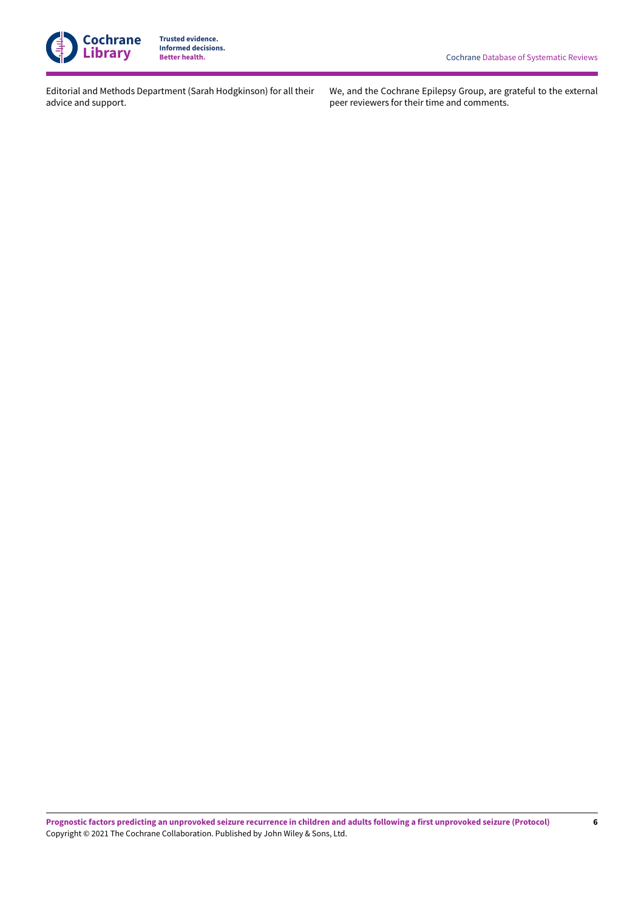Editorial and Methods Department (Sarah Hodgkinson) for all their advice and support.

We, and the Cochrane Epilepsy Group, are grateful to the external peer reviewers for their time and comments.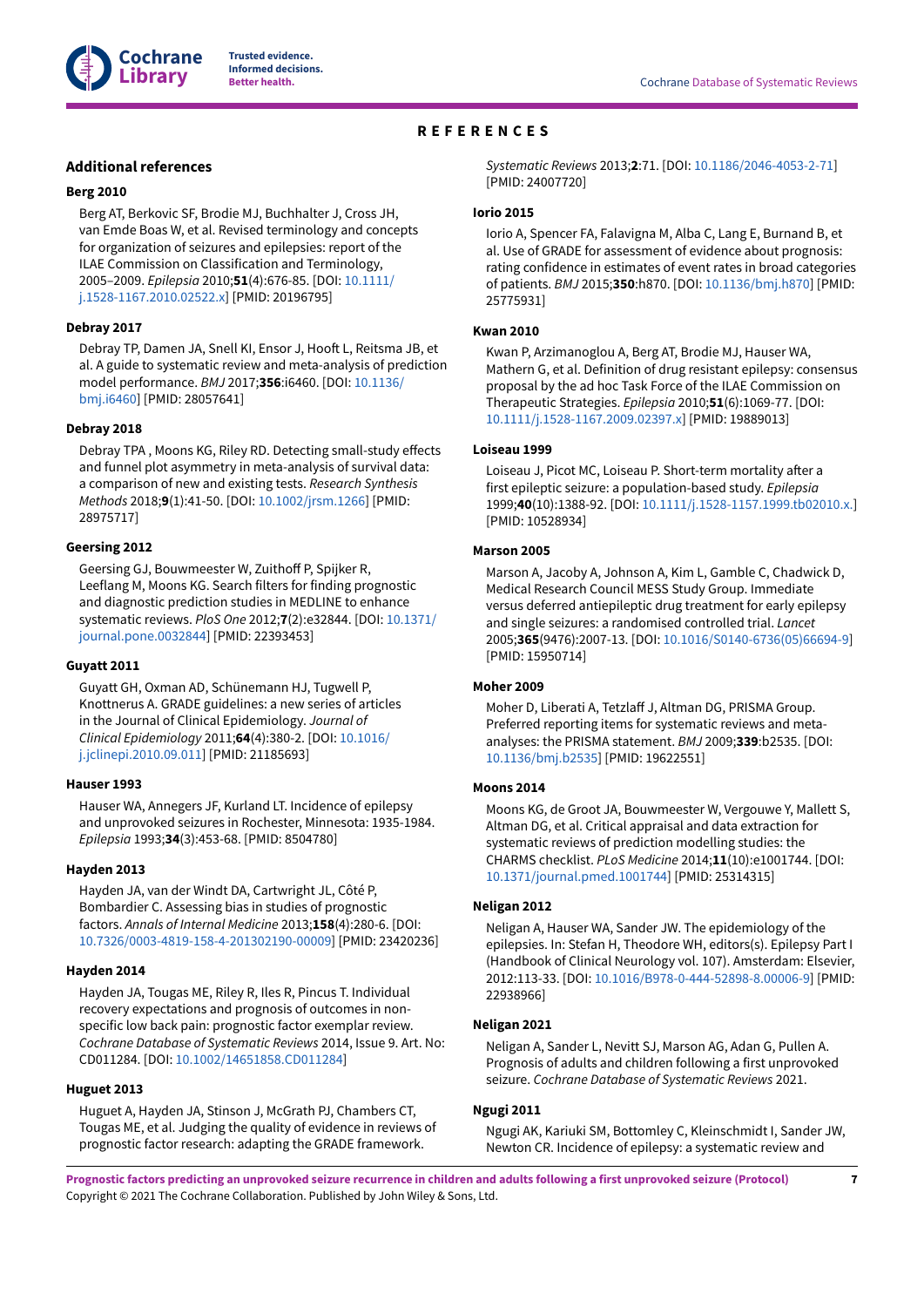# REFERENCES

## Additional references

### Berg 2010

Berg AT, Berkovic SF, Brodie MJ, Buchhalter J, Cross JH, van Emde Boas W, et al. Revised terminology and concepts for organization of seizures and epilepsies: report of the ILAE Commission on Classification and Terminology, 2005–2009. *Epilepsia* 2010;**51**(4):676-85. [DOI: 10.1111/j.1528-1167.2010.02522.x] [PMID: 20196795]

### Debray 2017

Debray TP, Damen JA, Snell KI, Ensor J, Hooft L, Reitsma JB, et al. A guide to systematic review and meta-analysis of prediction model performance. *BMJ* 2017;**356**:i6460. [DOI: 10.1136/bmj.i6460] [PMID: 28057641]

### Debray 2018

Debray TPA , Moons KG, Riley RD. Detecting small-study effects and funnel plot asymmetry in meta-analysis of survival data: a comparison of new and existing tests. *Research Synthesis Methods* 2018;**9**(1):41-50. [DOI: 10.1002/jrsm.1266] [PMID: 28975717]

### Geersing 2012

Geersing GJ, Bouwmeester W, Zuithoff P, Spijker R, Leeflang M, Moons KG. Search filters for finding prognostic and diagnostic prediction studies in MEDLINE to enhance systematic reviews. *PloS One* 2012;**7**(2):e32844. [DOI: 10.1371/journal.pone.0032844] [PMID: 22393453]

### Guyatt 2011

Guyatt GH, Oxman AD, Schünemann HJ, Tugwell P, Knottnerus A. GRADE guidelines: a new series of articles in the Journal of Clinical Epidemiology. *Journal of Clinical Epidemiology* 2011;**64**(4):380-2. [DOI: 10.1016/j.jclinepi.2010.09.011] [PMID: 21185693]

### Hauser 1993

Hauser WA, Annegers JF, Kurland LT. Incidence of epilepsy and unprovoked seizures in Rochester, Minnesota: 1935-1984. *Epilepsia* 1993;**34**(3):453-68. [PMID: 8504780]

### Hayden 2013

Hayden JA, van der Windt DA, Cartwright JL, Côté P, Bombardier C. Assessing bias in studies of prognostic factors. *Annals of Internal Medicine* 2013;**158**(4):280-6. [DOI: 10.7326/0003-4819-158-4-201302190-00009] [PMID: 23420236]

### Hayden 2014

Hayden JA, Tougas ME, Riley R, Iles R, Pincus T. Individual recovery expectations and prognosis of outcomes in non-specific low back pain: prognostic factor exemplar review. *Cochrane Database of Systematic Reviews* 2014, Issue 9. Art. No: CD011284. [DOI: 10.1002/14651858.CD011284]

### Huguet 2013

Huguet A, Hayden JA, Stinson J, McGrath PJ, Chambers CT, Tougas ME, et al. Judging the quality of evidence in reviews of prognostic factor research: adapting the GRADE framework. *Systematic Reviews* 2013;**2**:71. [DOI: 10.1186/2046-4053-2-71] [PMID: 24007720]

### Iorio 2015

Iorio A, Spencer FA, Falavigna M, Alba C, Lang E, Burnand B, et al. Use of GRADE for assessment of evidence about prognosis: rating confidence in estimates of event rates in broad categories of patients. *BMJ* 2015;**350**:h870. [DOI: 10.1136/bmj.h870] [PMID: 25775931]

### Kwan 2010

Kwan P, Arzimanoglou A, Berg AT, Brodie MJ, Hauser WA, Mathern G, et al. Definition of drug resistant epilepsy: consensus proposal by the ad hoc Task Force of the ILAE Commission on Therapeutic Strategies. *Epilepsia* 2010;**51**(6):1069-77. [DOI: 10.1111/j.1528-1167.2009.02397.x] [PMID: 19889013]

### Loiseau 1999

Loiseau J, Picot MC, Loiseau P. Short-term mortality after a first epileptic seizure: a population-based study. *Epilepsia* 1999;**40**(10):1388-92. [DOI: 10.1111/j.1528-1157.1999.tb02010.x.] [PMID: 10528934]

### Marson 2005

Marson A, Jacoby A, Johnson A, Kim L, Gamble C, Chadwick D, Medical Research Council MESS Study Group. Immediate versus deferred antiepileptic drug treatment for early epilepsy and single seizures: a randomised controlled trial. *Lancet* 2005;**365**(9476):2007-13. [DOI: 10.1016/S0140-6736(05)66694-9] [PMID: 15950714]

### Moher 2009

Moher D, Liberati A, Tetzlaff J, Altman DG, PRISMA Group. Preferred reporting items for systematic reviews and meta-analyses: the PRISMA statement. *BMJ* 2009;**339**:b2535. [DOI: 10.1136/bmj.b2535] [PMID: 19622551]

### Moons 2014

Moons KG, de Groot JA, Bouwmeester W, Vergouwe Y, Mallett S, Altman DG, et al. Critical appraisal and data extraction for systematic reviews of prediction modelling studies: the CHARMS checklist. *PLoS Medicine* 2014;**11**(10):e1001744. [DOI: 10.1371/journal.pmed.1001744] [PMID: 25314315]

### Neligan 2012

Neligan A, Hauser WA, Sander JW. The epidemiology of the epilepsies. In: Stefan H, Theodore WH, editors(s). Epilepsy Part I (Handbook of Clinical Neurology vol. 107). Amsterdam: Elsevier, 2012:113-33. [DOI: 10.1016/B978-0-444-52898-8.00006-9] [PMID: 22938966]

### Neligan 2021

Neligan A, Sander L, Nevitt SJ, Marson AG, Adan G, Pullen A. Prognosis of adults and children following a first unprovoked seizure. *Cochrane Database of Systematic Reviews* 2021.

### Ngugi 2011

Ngugi AK, Kariuki SM, Bottomley C, Kleinschmidt I, Sander JW, Newton CR. Incidence of epilepsy: a systematic review and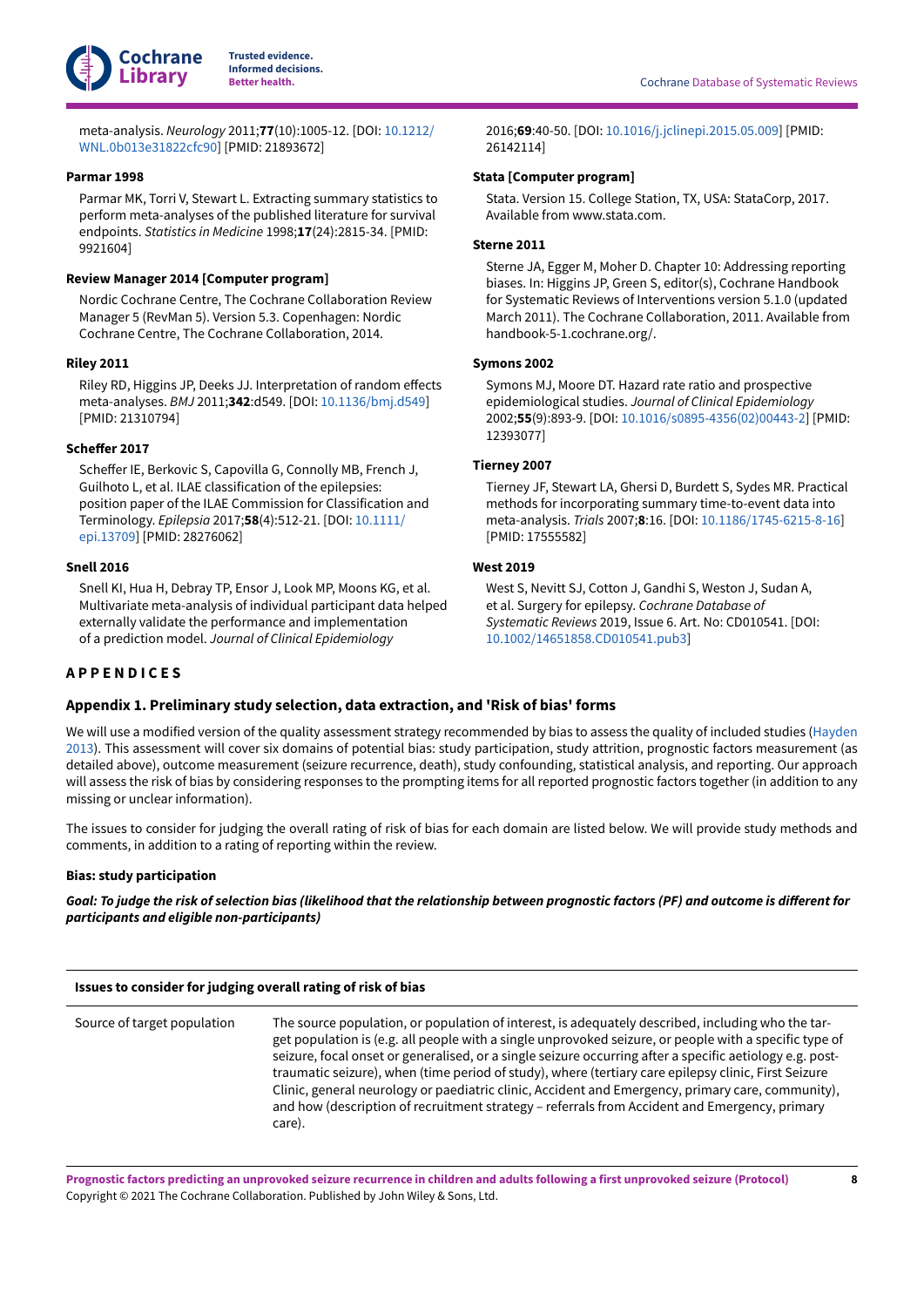meta-analysis. *Neurology* 2011;**77**(10):1005-12. [DOI: 10.1212/WNL.0b013e31822cfc90] [PMID: 21893672]

**Parmar 1998**

Parmar MK, Torri V, Stewart L. Extracting summary statistics to perform meta-analyses of the published literature for survival endpoints. *Statistics in Medicine* 1998;**17**(24):2815-34. [PMID: 9921604]

**Review Manager 2014 [Computer program]**

Nordic Cochrane Centre, The Cochrane Collaboration Review Manager 5 (RevMan 5). Version 5.3. Copenhagen: Nordic Cochrane Centre, The Cochrane Collaboration, 2014.

**Riley 2011**

Riley RD, Higgins JP, Deeks JJ. Interpretation of random effects meta-analyses. *BMJ* 2011;**342**:d549. [DOI: 10.1136/bmj.d549] [PMID: 21310794]

**Scheffer 2017**

Scheffer IE, Berkovic S, Capovilla G, Connolly MB, French J, Guilhoto L, et al. ILAE classification of the epilepsies: position paper of the ILAE Commission for Classification and Terminology. *Epilepsia* 2017;**58**(4):512-21. [DOI: 10.1111/epi.13709] [PMID: 28276062]

**Snell 2016**

Snell KI, Hua H, Debray TP, Ensor J, Look MP, Moons KG, et al. Multivariate meta-analysis of individual participant data helped externally validate the performance and implementation of a prediction model. *Journal of Clinical Epidemiology* 2016;**69**:40-50. [DOI: 10.1016/j.jclinepi.2015.05.009] [PMID: 26142114]

**Stata [Computer program]**

Stata. Version 15. College Station, TX, USA: StataCorp, 2017. Available from www.stata.com.

**Sterne 2011**

Sterne JA, Egger M, Moher D. Chapter 10: Addressing reporting biases. In: Higgins JP, Green S, editor(s), Cochrane Handbook for Systematic Reviews of Interventions version 5.1.0 (updated March 2011). The Cochrane Collaboration, 2011. Available from handbook-5-1.cochrane.org/.

**Symons 2002**

Symons MJ, Moore DT. Hazard rate ratio and prospective epidemiological studies. *Journal of Clinical Epidemiology* 2002;**55**(9):893-9. [DOI: 10.1016/s0895-4356(02)00443-2] [PMID: 12393077]

**Tierney 2007**

Tierney JF, Stewart LA, Ghersi D, Burdett S, Sydes MR. Practical methods for incorporating summary time-to-event data into meta-analysis. *Trials* 2007;**8**:16. [DOI: 10.1186/1745-6215-8-16] [PMID: 17555582]

**West 2019**

West S, Nevitt SJ, Cotton J, Gandhi S, Weston J, Sudan A, et al. Surgery for epilepsy. *Cochrane Database of Systematic Reviews* 2019, Issue 6. Art. No: CD010541. [DOI: 10.1002/14651858.CD010541.pub3]

## APPENDICES

### Appendix 1. Preliminary study selection, data extraction, and 'Risk of bias' forms

We will use a modified version of the quality assessment strategy recommended by bias to assess the quality of included studies (Hayden 2013). This assessment will cover six domains of potential bias: study participation, study attrition, prognostic factors measurement (as detailed above), outcome measurement (seizure recurrence, death), study confounding, statistical analysis, and reporting. Our approach will assess the risk of bias by considering responses to the prompting items for all reported prognostic factors together (in addition to any missing or unclear information).

The issues to consider for judging the overall rating of risk of bias for each domain are listed below. We will provide study methods and comments, in addition to a rating of reporting within the review.

**Bias: study participation**

***Goal: To judge the risk of selection bias (likelihood that the relationship between prognostic factors (PF) and outcome is different for participants and eligible non-participants)***

| Issues to consider for judging overall rating of risk of bias | |
|---|---|
| Source of target population | The source population, or population of interest, is adequately described, including who the target population is (e.g. all people with a single unprovoked seizure, or people with a specific type of seizure, focal onset or generalised, or a single seizure occurring after a specific aetiology e.g. post-traumatic seizure), when (time period of study), where (tertiary care epilepsy clinic, First Seizure Clinic, general neurology or paediatric clinic, Accident and Emergency, primary care, community), and how (description of recruitment strategy – referrals from Accident and Emergency, primary care). |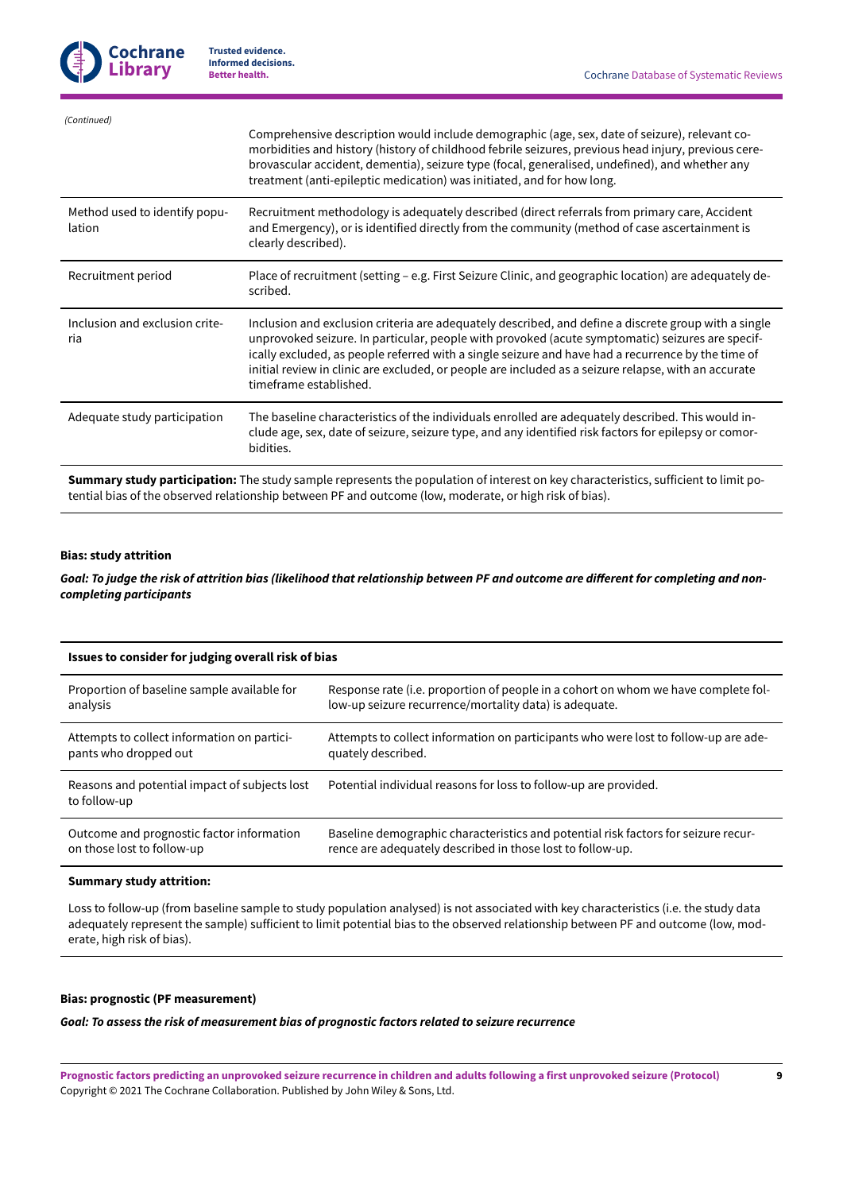*(Continued)*

| | |
|---|---|
| | Comprehensive description would include demographic (age, sex, date of seizure), relevant co-morbidities and history (history of childhood febrile seizures, previous head injury, previous cerebrovascular accident, dementia), seizure type (focal, generalised, undefined), and whether any treatment (anti-epileptic medication) was initiated, and for how long. |
| Method used to identify population | Recruitment methodology is adequately described (direct referrals from primary care, Accident and Emergency), or is identified directly from the community (method of case ascertainment is clearly described). |
| Recruitment period | Place of recruitment (setting – e.g. First Seizure Clinic, and geographic location) are adequately described. |
| Inclusion and exclusion criteria | Inclusion and exclusion criteria are adequately described, and define a discrete group with a single unprovoked seizure. In particular, people with provoked (acute symptomatic) seizures are specifically excluded, as people referred with a single seizure and have had a recurrence by the time of initial review in clinic are excluded, or people are included as a seizure relapse, with an accurate timeframe established. |
| Adequate study participation | The baseline characteristics of the individuals enrolled are adequately described. This would include age, sex, date of seizure, seizure type, and any identified risk factors for epilepsy or comorbidities. |

**Summary study participation:** The study sample represents the population of interest on key characteristics, sufficient to limit potential bias of the observed relationship between PF and outcome (low, moderate, or high risk of bias).

**Bias: study attrition**

***Goal: To judge the risk of attrition bias (likelihood that relationship between PF and outcome are different for completing and non-completing participants***

| **Issues to consider for judging overall risk of bias** | |
|---|---|
| Proportion of baseline sample available for analysis | Response rate (i.e. proportion of people in a cohort on whom we have complete follow-up seizure recurrence/mortality data) is adequate. |
| Attempts to collect information on participants who dropped out | Attempts to collect information on participants who were lost to follow-up are adequately described. |
| Reasons and potential impact of subjects lost to follow-up | Potential individual reasons for loss to follow-up are provided. |
| Outcome and prognostic factor information on those lost to follow-up | Baseline demographic characteristics and potential risk factors for seizure recurrence are adequately described in those lost to follow-up. |

**Summary study attrition:**

Loss to follow-up (from baseline sample to study population analysed) is not associated with key characteristics (i.e. the study data adequately represent the sample) sufficient to limit potential bias to the observed relationship between PF and outcome (low, moderate, high risk of bias).

**Bias: prognostic (PF measurement)**

***Goal: To assess the risk of measurement bias of prognostic factors related to seizure recurrence***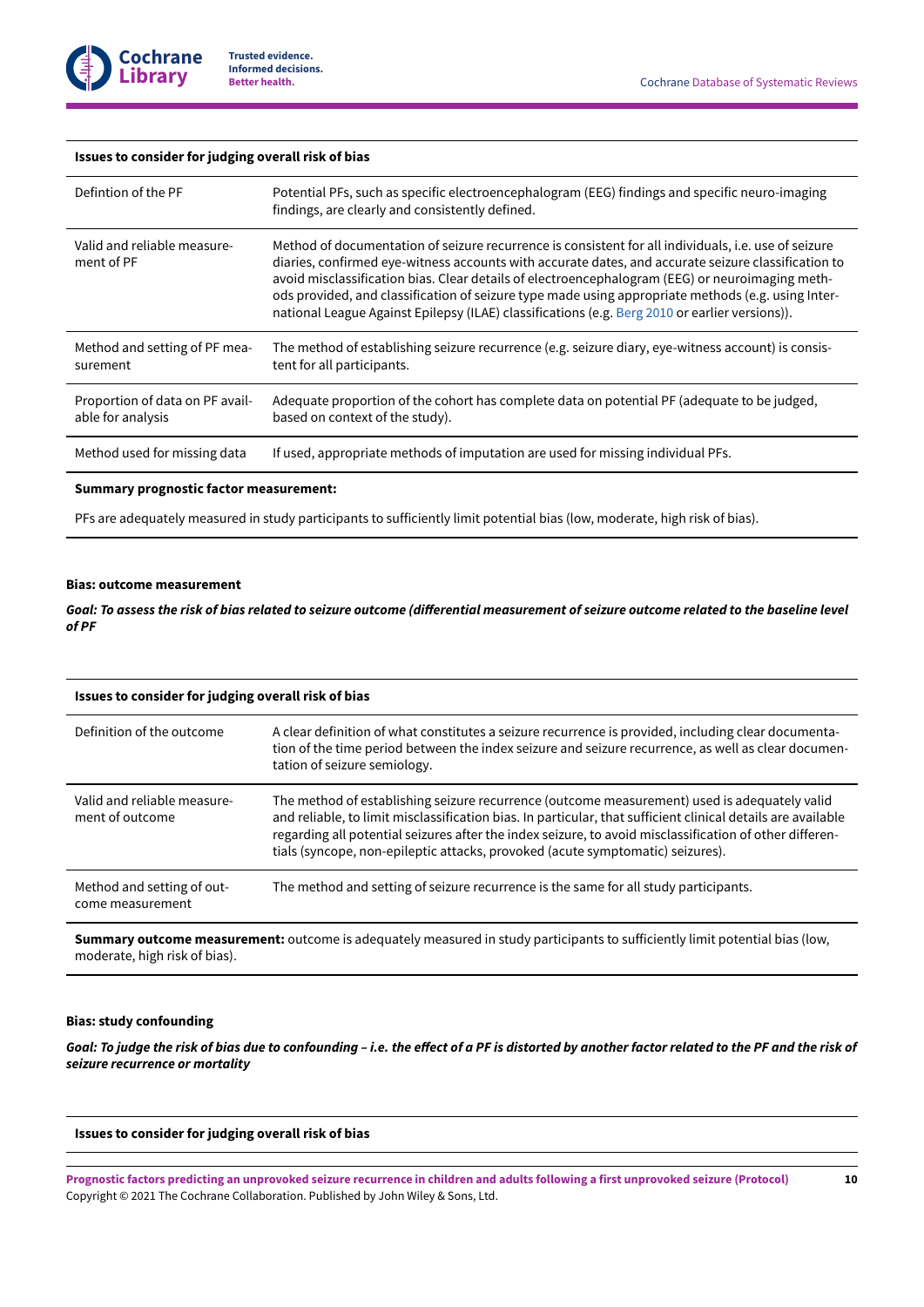| Issues to consider for judging overall risk of bias | |
|---|---|
| Defintion of the PF | Potential PFs, such as specific electroencephalogram (EEG) findings and specific neuro-imaging findings, are clearly and consistently defined. |
| Valid and reliable measurement of PF | Method of documentation of seizure recurrence is consistent for all individuals, i.e. use of seizure diaries, confirmed eye-witness accounts with accurate dates, and accurate seizure classification to avoid misclassification bias. Clear details of electroencephalogram (EEG) or neuroimaging methods provided, and classification of seizure type made using appropriate methods (e.g. using International League Against Epilepsy (ILAE) classifications (e.g. Berg 2010 or earlier versions)). |
| Method and setting of PF measurement | The method of establishing seizure recurrence (e.g. seizure diary, eye-witness account) is consistent for all participants. |
| Proportion of data on PF available for analysis | Adequate proportion of the cohort has complete data on potential PF (adequate to be judged, based on context of the study). |
| Method used for missing data | If used, appropriate methods of imputation are used for missing individual PFs. |

**Summary prognostic factor measurement:**

PFs are adequately measured in study participants to sufficiently limit potential bias (low, moderate, high risk of bias).

**Bias: outcome measurement**

***Goal: To assess the risk of bias related to seizure outcome (differential measurement of seizure outcome related to the baseline level of PF***

| Issues to consider for judging overall risk of bias | |
|---|---|
| Definition of the outcome | A clear definition of what constitutes a seizure recurrence is provided, including clear documentation of the time period between the index seizure and seizure recurrence, as well as clear documentation of seizure semiology. |
| Valid and reliable measurement of outcome | The method of establishing seizure recurrence (outcome measurement) used is adequately valid and reliable, to limit misclassification bias. In particular, that sufficient clinical details are available regarding all potential seizures after the index seizure, to avoid misclassification of other differentials (syncope, non-epileptic attacks, provoked (acute symptomatic) seizures). |
| Method and setting of outcome measurement | The method and setting of seizure recurrence is the same for all study participants. |

**Summary outcome measurement:** outcome is adequately measured in study participants to sufficiently limit potential bias (low, moderate, high risk of bias).

**Bias: study confounding**

***Goal: To judge the risk of bias due to confounding – i.e. the effect of a PF is distorted by another factor related to the PF and the risk of seizure recurrence or mortality***

| Issues to consider for judging overall risk of bias |
|---|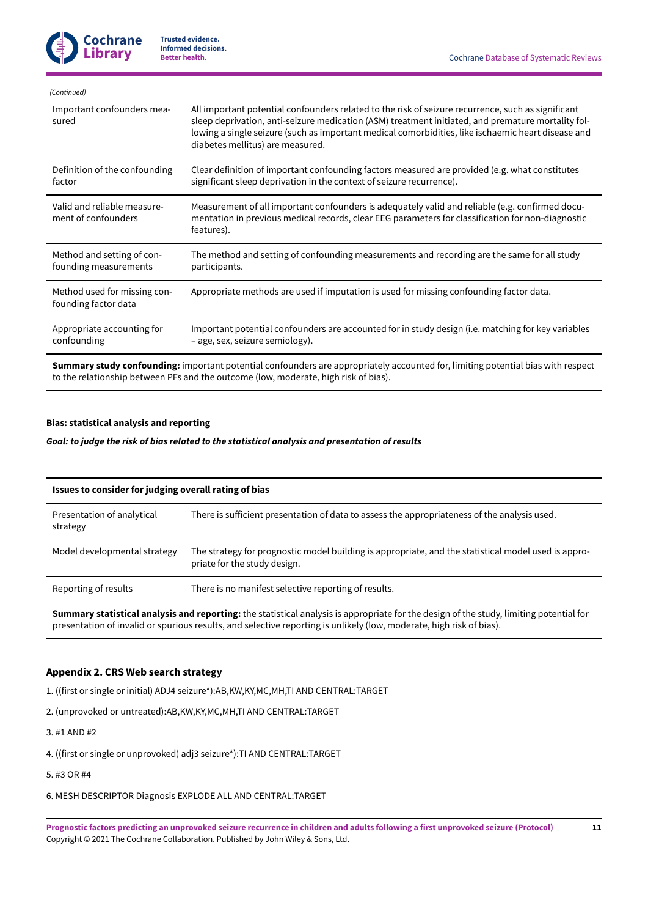*(Continued)*

| | |
|---|---|
| Important confounders measured | All important potential confounders related to the risk of seizure recurrence, such as significant sleep deprivation, anti-seizure medication (ASM) treatment initiated, and premature mortality following a single seizure (such as important medical comorbidities, like ischaemic heart disease and diabetes mellitus) are measured. |
| Definition of the confounding factor | Clear definition of important confounding factors measured are provided (e.g. what constitutes significant sleep deprivation in the context of seizure recurrence). |
| Valid and reliable measurement of confounders | Measurement of all important confounders is adequately valid and reliable (e.g. confirmed documentation in previous medical records, clear EEG parameters for classification for non-diagnostic features). |
| Method and setting of confounding measurements | The method and setting of confounding measurements and recording are the same for all study participants. |
| Method used for missing confounding factor data | Appropriate methods are used if imputation is used for missing confounding factor data. |
| Appropriate accounting for confounding | Important potential confounders are accounted for in study design (i.e. matching for key variables – age, sex, seizure semiology). |
| **Summary study confounding:** important potential confounders are appropriately accounted for, limiting potential bias with respect to the relationship between PFs and the outcome (low, moderate, high risk of bias). | |

**Bias: statistical analysis and reporting**

***Goal: to judge the risk of bias related to the statistical analysis and presentation of results***

| **Issues to consider for judging overall rating of bias** | |
|---|---|
| Presentation of analytical strategy | There is sufficient presentation of data to assess the appropriateness of the analysis used. |
| Model developmental strategy | The strategy for prognostic model building is appropriate, and the statistical model used is appropriate for the study design. |
| Reporting of results | There is no manifest selective reporting of results. |
| **Summary statistical analysis and reporting:** the statistical analysis is appropriate for the design of the study, limiting potential for presentation of invalid or spurious results, and selective reporting is unlikely (low, moderate, high risk of bias). | |

### Appendix 2. CRS Web search strategy

1. ((first or single or initial) ADJ4 seizure*):AB,KW,KY,MC,MH,TI AND CENTRAL:TARGET

2. (unprovoked or untreated):AB,KW,KY,MC,MH,TI AND CENTRAL:TARGET

3. #1 AND #2

4. ((first or single or unprovoked) adj3 seizure*):TI AND CENTRAL:TARGET

5. #3 OR #4

6. MESH DESCRIPTOR Diagnosis EXPLODE ALL AND CENTRAL:TARGET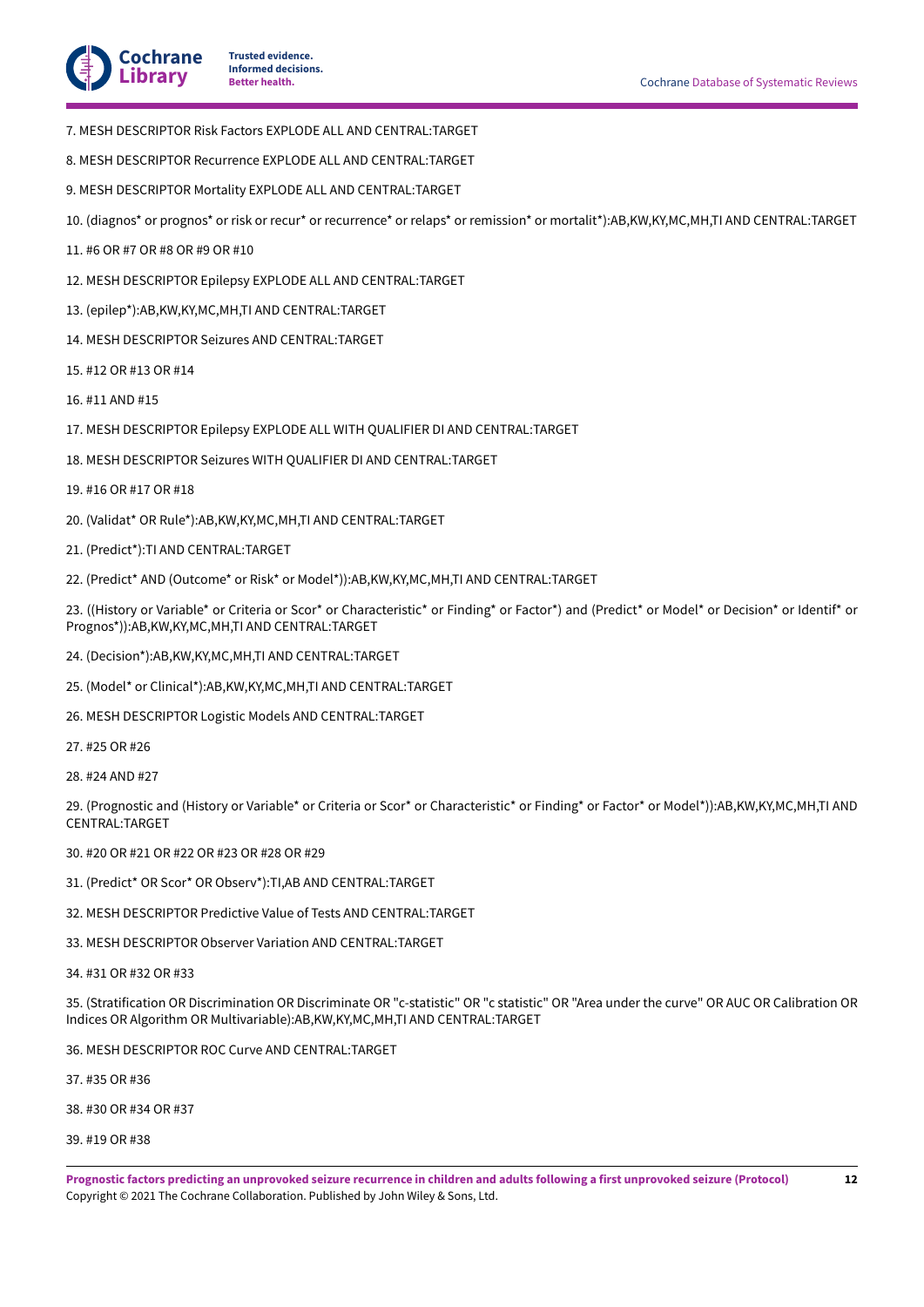7. MESH DESCRIPTOR Risk Factors EXPLODE ALL AND CENTRAL:TARGET

8. MESH DESCRIPTOR Recurrence EXPLODE ALL AND CENTRAL:TARGET

9. MESH DESCRIPTOR Mortality EXPLODE ALL AND CENTRAL:TARGET

10. (diagnos* or prognos* or risk or recur* or recurrence* or relaps* or remission* or mortalit*):AB,KW,KY,MC,MH,TI AND CENTRAL:TARGET

11. #6 OR #7 OR #8 OR #9 OR #10

12. MESH DESCRIPTOR Epilepsy EXPLODE ALL AND CENTRAL:TARGET

13. (epilep*):AB,KW,KY,MC,MH,TI AND CENTRAL:TARGET

14. MESH DESCRIPTOR Seizures AND CENTRAL:TARGET

15. #12 OR #13 OR #14

16. #11 AND #15

17. MESH DESCRIPTOR Epilepsy EXPLODE ALL WITH QUALIFIER DI AND CENTRAL:TARGET

18. MESH DESCRIPTOR Seizures WITH QUALIFIER DI AND CENTRAL:TARGET

19. #16 OR #17 OR #18

20. (Validat* OR Rule*):AB,KW,KY,MC,MH,TI AND CENTRAL:TARGET

21. (Predict*):TI AND CENTRAL:TARGET

22. (Predict* AND (Outcome* or Risk* or Model*)):AB,KW,KY,MC,MH,TI AND CENTRAL:TARGET

23. ((History or Variable* or Criteria or Scor* or Characteristic* or Finding* or Factor*) and (Predict* or Model* or Decision* or Identif* or Prognos*)):AB,KW,KY,MC,MH,TI AND CENTRAL:TARGET

24. (Decision*):AB,KW,KY,MC,MH,TI AND CENTRAL:TARGET

25. (Model* or Clinical*):AB,KW,KY,MC,MH,TI AND CENTRAL:TARGET

26. MESH DESCRIPTOR Logistic Models AND CENTRAL:TARGET

27. #25 OR #26

28. #24 AND #27

29. (Prognostic and (History or Variable* or Criteria or Scor* or Characteristic* or Finding* or Factor* or Model*)):AB,KW,KY,MC,MH,TI AND CENTRAL:TARGET

30. #20 OR #21 OR #22 OR #23 OR #28 OR #29

31. (Predict* OR Scor* OR Observ*):TI,AB AND CENTRAL:TARGET

32. MESH DESCRIPTOR Predictive Value of Tests AND CENTRAL:TARGET

33. MESH DESCRIPTOR Observer Variation AND CENTRAL:TARGET

34. #31 OR #32 OR #33

35. (Stratification OR Discrimination OR Discriminate OR "c-statistic" OR "c statistic" OR "Area under the curve" OR AUC OR Calibration OR Indices OR Algorithm OR Multivariable):AB,KW,KY,MC,MH,TI AND CENTRAL:TARGET

36. MESH DESCRIPTOR ROC Curve AND CENTRAL:TARGET

37. #35 OR #36

38. #30 OR #34 OR #37

39. #19 OR #38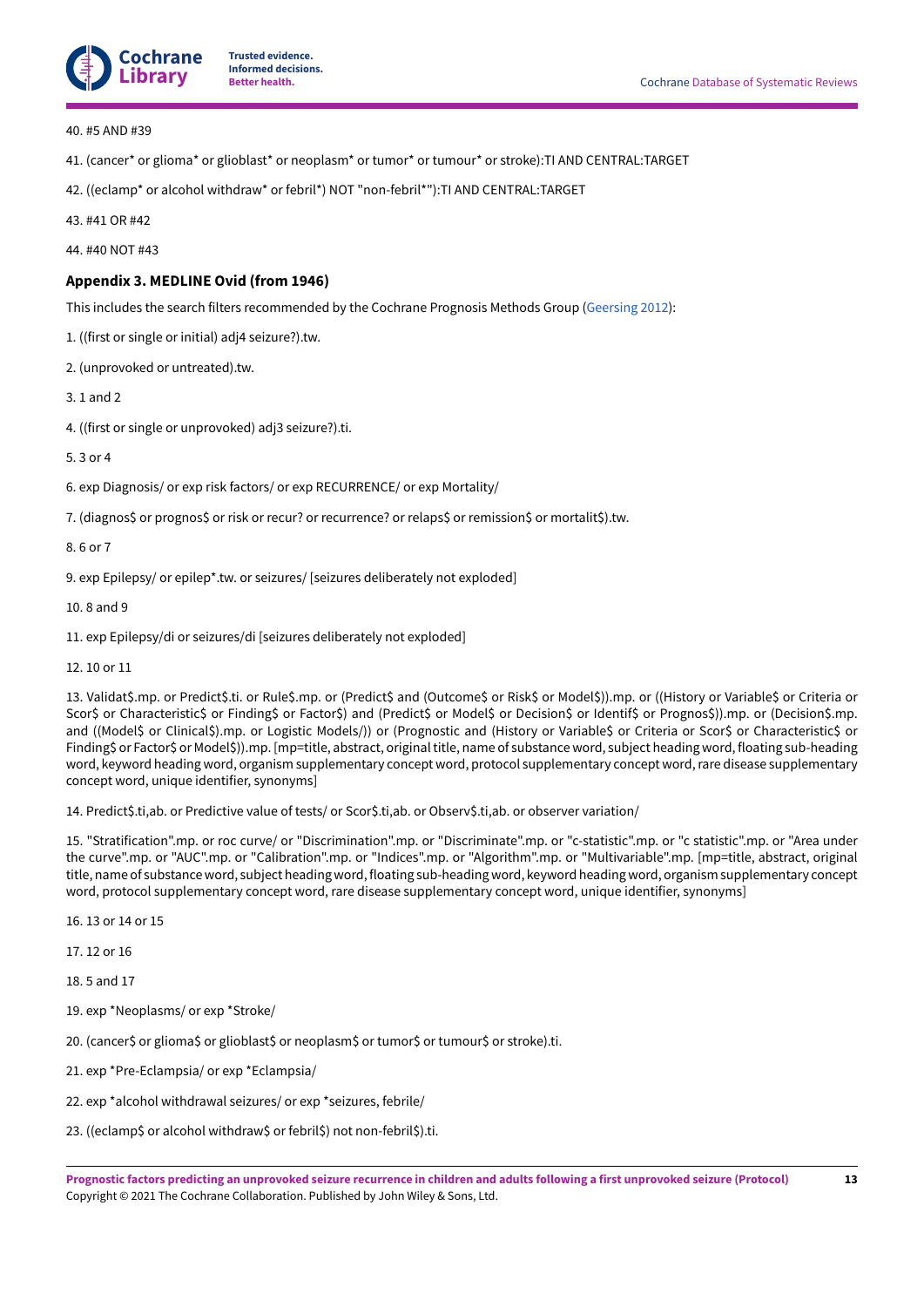40. #5 AND #39

41. (cancer* or glioma* or glioblast* or neoplasm* or tumor* or tumour* or stroke):TI AND CENTRAL:TARGET

42. ((eclamp* or alcohol withdraw* or febril*) NOT "non-febril*"):TI AND CENTRAL:TARGET

43. #41 OR #42

44. #40 NOT #43

### Appendix 3. MEDLINE Ovid (from 1946)

This includes the search filters recommended by the Cochrane Prognosis Methods Group (Geersing 2012):

1. ((first or single or initial) adj4 seizure?).tw.

2. (unprovoked or untreated).tw.

3. 1 and 2

4. ((first or single or unprovoked) adj3 seizure?).ti.

5. 3 or 4

6. exp Diagnosis/ or exp risk factors/ or exp RECURRENCE/ or exp Mortality/

7. (diagnos$ or prognos$ or risk or recur? or recurrence? or relaps$ or remission$ or mortalit$).tw.

8. 6 or 7

9. exp Epilepsy/ or epilep*.tw. or seizures/ [seizures deliberately not exploded]

10. 8 and 9

11. exp Epilepsy/di or seizures/di [seizures deliberately not exploded]

12. 10 or 11

13. Validat$.mp. or Predict$.ti. or Rule$.mp. or (Predict$ and (Outcome$ or Risk$ or Model$)).mp. or ((History or Variable$ or Criteria or Scor$ or Characteristic$ or Finding$ or Factor$) and (Predict$ or Model$ or Decision$ or Identif$ or Prognos$)).mp. or (Decision$.mp. and ((Model$ or Clinical$).mp. or Logistic Models/)) or (Prognostic and (History or Variable$ or Criteria or Scor$ or Characteristic$ or Finding$ or Factor$ or Model$)).mp. [mp=title, abstract, original title, name of substance word, subject heading word, floating sub-heading word, keyword heading word, organism supplementary concept word, protocol supplementary concept word, rare disease supplementary concept word, unique identifier, synonyms]

14. Predict$.ti,ab. or Predictive value of tests/ or Scor$.ti,ab. or Observ$.ti,ab. or observer variation/

15. "Stratification".mp. or roc curve/ or "Discrimination".mp. or "Discriminate".mp. or "c-statistic".mp. or "c statistic".mp. or "Area under the curve".mp. or "AUC".mp. or "Calibration".mp. or "Indices".mp. or "Algorithm".mp. or "Multivariable".mp. [mp=title, abstract, original title, name of substance word, subject heading word, floating sub-heading word, keyword heading word, organism supplementary concept word, protocol supplementary concept word, rare disease supplementary concept word, unique identifier, synonyms]

16. 13 or 14 or 15

17. 12 or 16

18. 5 and 17

19. exp *Neoplasms/ or exp *Stroke/

20. (cancer$ or glioma$ or glioblast$ or neoplasm$ or tumor$ or tumour$ or stroke).ti.

21. exp *Pre-Eclampsia/ or exp *Eclampsia/

22. exp *alcohol withdrawal seizures/ or exp *seizures, febrile/

23. ((eclamp$ or alcohol withdraw$ or febril$) not non-febril$).ti.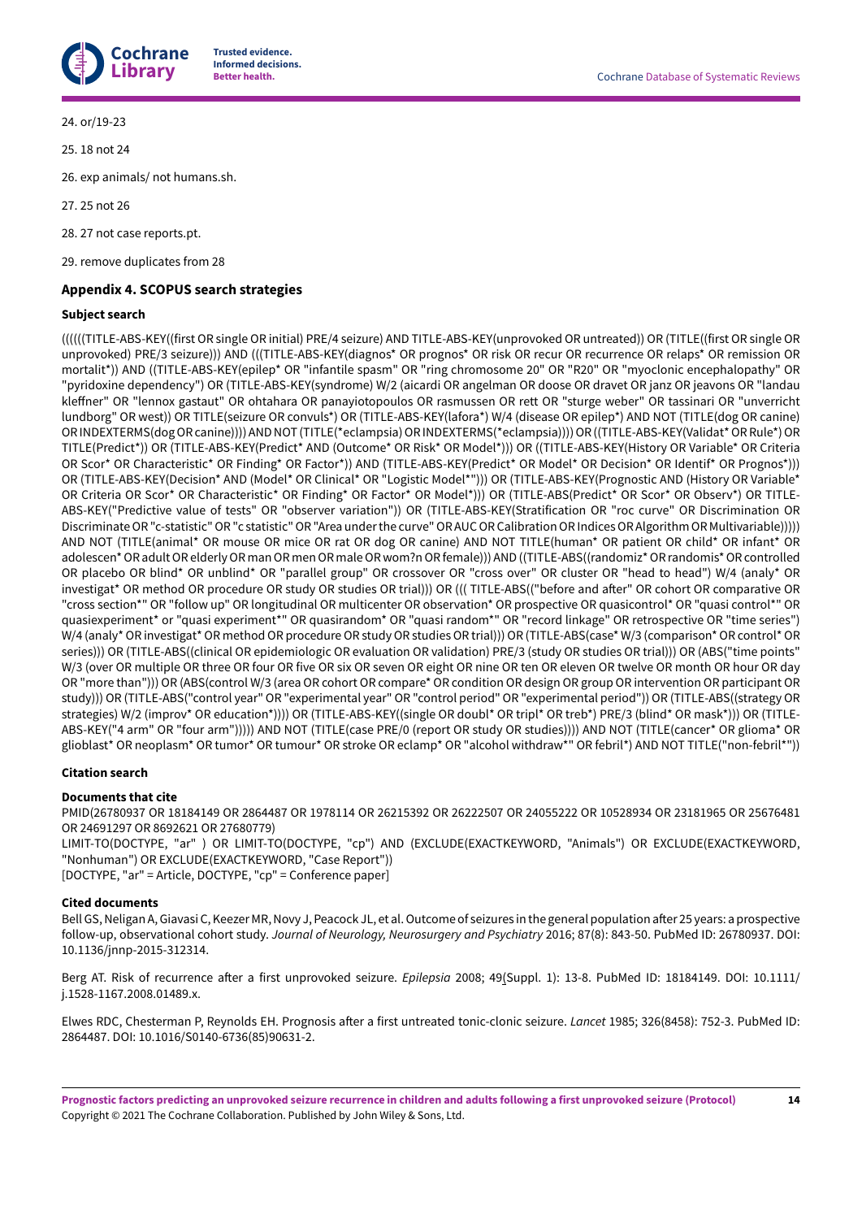24. or/19-23

25. 18 not 24

26. exp animals/ not humans.sh.

27. 25 not 26

28. 27 not case reports.pt.

29. remove duplicates from 28

### Appendix 4. SCOPUS search strategies

#### Subject search

((((((TITLE-ABS-KEY((first OR single OR initial) PRE/4 seizure) AND TITLE-ABS-KEY(unprovoked OR untreated)) OR (TITLE((first OR single OR unprovoked) PRE/3 seizure))) AND (((TITLE-ABS-KEY(diagnos* OR prognos* OR risk OR recur OR recurrence OR relaps* OR remission OR mortalit*)) AND ((TITLE-ABS-KEY(epilep* OR "infantile spasm" OR "ring chromosome 20" OR "R20" OR "myoclonic encephalopathy" OR "pyridoxine dependency") OR (TITLE-ABS-KEY(syndrome) W/2 (aicardi OR angelman OR doose OR dravet OR janz OR jeavons OR "landau kleffner" OR "lennox gastaut" OR ohtahara OR panayiotopoulos OR rasmussen OR rett OR "sturge weber" OR tassinari OR "unverricht lundborg" OR west)) OR TITLE(seizure OR convuls*) OR (TITLE-ABS-KEY(lafora*) W/4 (disease OR epilep*) AND NOT (TITLE(dog OR canine) OR INDEXTERMS(dog OR canine)))) AND NOT (TITLE(*eclampsia) OR INDEXTERMS(*eclampsia)))) OR ((TITLE-ABS-KEY(Validat* OR Rule*) OR TITLE(Predict*)) OR (TITLE-ABS-KEY(Predict* AND (Outcome* OR Risk* OR Model*))) OR ((TITLE-ABS-KEY(History OR Variable* OR Criteria OR Scor* OR Characteristic* OR Finding* OR Factor*)) AND (TITLE-ABS-KEY(Predict* OR Model* OR Decision* OR Identif* OR Prognos*))) OR (TITLE-ABS-KEY(Decision* AND (Model* OR Clinical* OR "Logistic Model*"))) OR (TITLE-ABS-KEY(Prognostic AND (History OR Variable* OR Criteria OR Scor* OR Characteristic* OR Finding* OR Factor* OR Model*))) OR (TITLE-ABS(Predict* OR Scor* OR Observ*) OR TITLE-ABS-KEY("Predictive value of tests" OR "observer variation")) OR (TITLE-ABS-KEY(Stratification OR "roc curve" OR Discrimination OR Discriminate OR "c-statistic" OR "c statistic" OR "Area under the curve" OR AUC OR Calibration OR Indices OR Algorithm OR Multivariable))))) AND NOT (TITLE(animal* OR mouse OR mice OR rat OR dog OR canine) AND NOT TITLE(human* OR patient OR child* OR infant* OR adolescen* OR adult OR elderly OR man OR men OR male OR wom?n OR female))) AND ((TITLE-ABS((randomiz* OR randomis* OR controlled OR placebo OR blind* OR unblind* OR "parallel group" OR crossover OR "cross over" OR cluster OR "head to head") W/4 (analy* OR investigat* OR method OR procedure OR study OR studies OR trial))) OR ((( TITLE-ABS(("before and after" OR cohort OR comparative OR "cross section*" OR "follow up" OR longitudinal OR multicenter OR observation* OR prospective OR quasicontrol* OR "quasi control*" OR quasiexperiment* or "quasi experiment*" OR quasirandom* OR "quasi random*" OR "record linkage" OR retrospective OR "time series") W/4 (analy* OR investigat* OR method OR procedure OR study OR studies OR trial))) OR (TITLE-ABS(case* W/3 (comparison* OR control* OR series))) OR (TITLE-ABS((clinical OR epidemiologic OR evaluation OR validation) PRE/3 (study OR studies OR trial))) OR (ABS("time points" W/3 (over OR multiple OR three OR four OR five OR six OR seven OR eight OR nine OR ten OR eleven OR twelve OR month OR hour OR day OR "more than"))) OR (ABS(control W/3 (area OR cohort OR compare* OR condition OR design OR group OR intervention OR participant OR study))) OR (TITLE-ABS("control year" OR "experimental year" OR "control period" OR "experimental period")) OR (TITLE-ABS((strategy OR strategies) W/2 (improv* OR education*)))) OR (TITLE-ABS-KEY((single OR doubl* OR tripl* OR treb*) PRE/3 (blind* OR mask*))) OR (TITLE-ABS-KEY("4 arm" OR "four arm"))))) AND NOT (TITLE(case PRE/0 (report OR study OR studies)))) AND NOT (TITLE(cancer* OR glioma* OR glioblast* OR neoplasm* OR tumor* OR tumour* OR stroke OR eclamp* OR "alcohol withdraw*" OR febril*) AND NOT TITLE("non-febril*"))

#### Citation search

**Documents that cite**

PMID(26780937 OR 18184149 OR 2864487 OR 1978114 OR 26215392 OR 26222507 OR 24055222 OR 10528934 OR 23181965 OR 25676481 OR 24691297 OR 8692621 OR 27680779)

LIMIT-TO(DOCTYPE, "ar" ) OR LIMIT-TO(DOCTYPE, "cp") AND (EXCLUDE(EXACTKEYWORD, "Animals") OR EXCLUDE(EXACTKEYWORD, "Nonhuman") OR EXCLUDE(EXACTKEYWORD, "Case Report"))

[DOCTYPE, "ar" = Article, DOCTYPE, "cp" = Conference paper]

**Cited documents**

Bell GS, Neligan A, Giavasi C, Keezer MR, Novy J, Peacock JL, et al. Outcome of seizures in the general population after 25 years: a prospective follow-up, observational cohort study. *Journal of Neurology, Neurosurgery and Psychiatry* 2016; 87(8): 843-50. PubMed ID: 26780937. DOI: 10.1136/jnnp-2015-312314.

Berg AT. Risk of recurrence after a first unprovoked seizure. *Epilepsia* 2008; 49(Suppl. 1): 13-8. PubMed ID: 18184149. DOI: 10.1111/j.1528-1167.2008.01489.x.

Elwes RDC, Chesterman P, Reynolds EH. Prognosis after a first untreated tonic-clonic seizure. *Lancet* 1985; 326(8458): 752-3. PubMed ID: 2864487. DOI: 10.1016/S0140-6736(85)90631-2.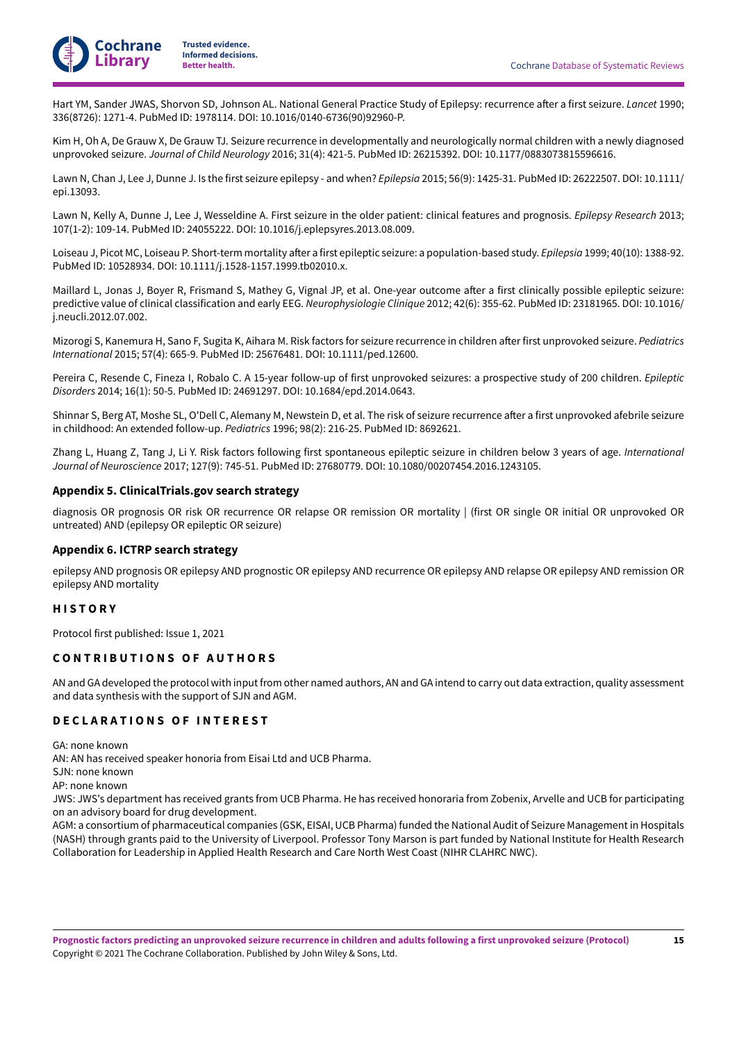Hart YM, Sander JWAS, Shorvon SD, Johnson AL. National General Practice Study of Epilepsy: recurrence after a first seizure. *Lancet* 1990; 336(8726): 1271-4. PubMed ID: 1978114. DOI: 10.1016/0140-6736(90)92960-P.

Kim H, Oh A, De Grauw X, De Grauw TJ. Seizure recurrence in developmentally and neurologically normal children with a newly diagnosed unprovoked seizure. *Journal of Child Neurology* 2016; 31(4): 421-5. PubMed ID: 26215392. DOI: 10.1177/0883073815596616.

Lawn N, Chan J, Lee J, Dunne J. Is the first seizure epilepsy - and when? *Epilepsia* 2015; 56(9): 1425-31. PubMed ID: 26222507. DOI: 10.1111/epi.13093.

Lawn N, Kelly A, Dunne J, Lee J, Wesseldine A. First seizure in the older patient: clinical features and prognosis. *Epilepsy Research* 2013; 107(1-2): 109-14. PubMed ID: 24055222. DOI: 10.1016/j.eplepsyres.2013.08.009.

Loiseau J, Picot MC, Loiseau P. Short-term mortality after a first epileptic seizure: a population-based study. *Epilepsia* 1999; 40(10): 1388-92. PubMed ID: 10528934. DOI: 10.1111/j.1528-1157.1999.tb02010.x.

Maillard L, Jonas J, Boyer R, Frismand S, Mathey G, Vignal JP, et al. One-year outcome after a first clinically possible epileptic seizure: predictive value of clinical classification and early EEG. *Neurophysiologie Clinique* 2012; 42(6): 355-62. PubMed ID: 23181965. DOI: 10.1016/j.neucli.2012.07.002.

Mizorogi S, Kanemura H, Sano F, Sugita K, Aihara M. Risk factors for seizure recurrence in children after first unprovoked seizure. *Pediatrics International* 2015; 57(4): 665-9. PubMed ID: 25676481. DOI: 10.1111/ped.12600.

Pereira C, Resende C, Fineza I, Robalo C. A 15-year follow-up of first unprovoked seizures: a prospective study of 200 children. *Epileptic Disorders* 2014; 16(1): 50-5. PubMed ID: 24691297. DOI: 10.1684/epd.2014.0643.

Shinnar S, Berg AT, Moshe SL, O'Dell C, Alemany M, Newstein D, et al. The risk of seizure recurrence after a first unprovoked afebrile seizure in childhood: An extended follow-up. *Pediatrics* 1996; 98(2): 216-25. PubMed ID: 8692621.

Zhang L, Huang Z, Tang J, Li Y. Risk factors following first spontaneous epileptic seizure in children below 3 years of age. *International Journal of Neuroscience* 2017; 127(9): 745-51. PubMed ID: 27680779. DOI: 10.1080/00207454.2016.1243105.

### Appendix 5. ClinicalTrials.gov search strategy

diagnosis OR prognosis OR risk OR recurrence OR relapse OR remission OR mortality | (first OR single OR initial OR unprovoked OR untreated) AND (epilepsy OR epileptic OR seizure)

### Appendix 6. ICTRP search strategy

epilepsy AND prognosis OR epilepsy AND prognostic OR epilepsy AND recurrence OR epilepsy AND relapse OR epilepsy AND remission OR epilepsy AND mortality

## HISTORY

Protocol first published: Issue 1, 2021

## CONTRIBUTIONS OF AUTHORS

AN and GA developed the protocol with input from other named authors, AN and GA intend to carry out data extraction, quality assessment and data synthesis with the support of SJN and AGM.

## DECLARATIONS OF INTEREST

GA: none known
AN: AN has received speaker honoria from Eisai Ltd and UCB Pharma.
SJN: none known
AP: none known
JWS: JWS's department has received grants from UCB Pharma. He has received honoraria from Zobenix, Arvelle and UCB for participating on an advisory board for drug development.
AGM: a consortium of pharmaceutical companies (GSK, EISAI, UCB Pharma) funded the National Audit of Seizure Management in Hospitals (NASH) through grants paid to the University of Liverpool. Professor Tony Marson is part funded by National Institute for Health Research Collaboration for Leadership in Applied Health Research and Care North West Coast (NIHR CLAHRC NWC).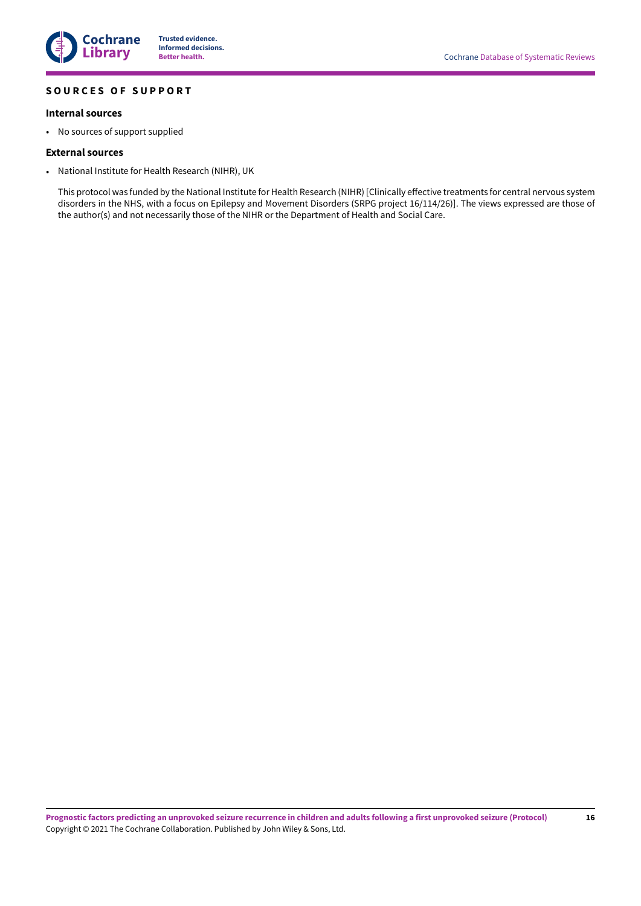## SOURCES OF SUPPORT

### Internal sources

- No sources of support supplied

### External sources

- National Institute for Health Research (NIHR), UK

  This protocol was funded by the National Institute for Health Research (NIHR) [Clinically effective treatments for central nervous system disorders in the NHS, with a focus on Epilepsy and Movement Disorders (SRPG project 16/114/26)]. The views expressed are those of the author(s) and not necessarily those of the NIHR or the Department of Health and Social Care.